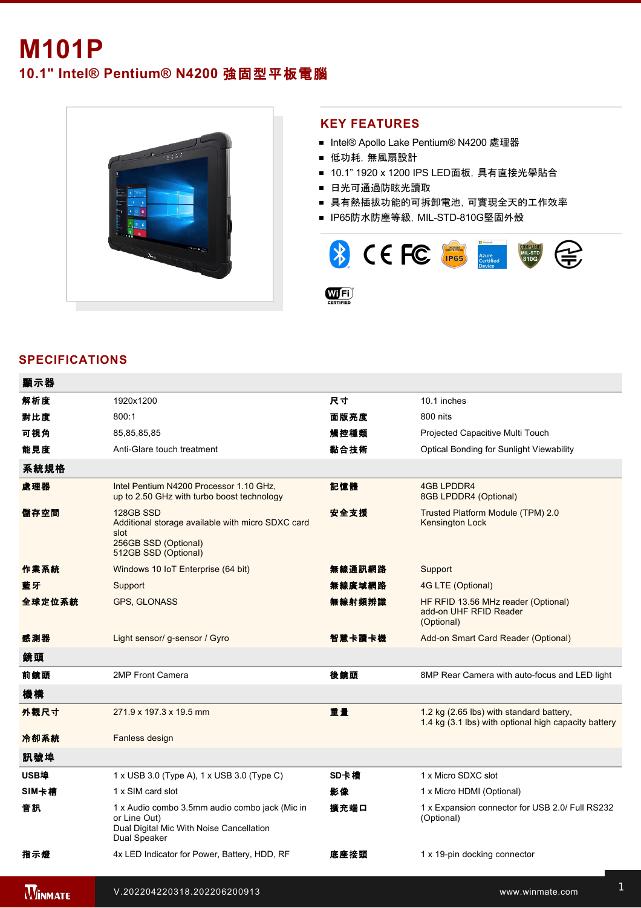# M101P

## 10.1" Intel® Pentium® N4200 強固型平板電腦

## KEY FEATURES

- Intel® Apollo Lake Pentium® N4200 處理器
- 低功耗，無風扇設計
- 10.1" 1920 x 1200 IPS LED面板，具有直接光學貼合
- 日光可通過防眩光讀取
- 具有熱插拔功能的可拆卸電池，可實現全天的工作效率
- IP65防水防塵等級，MIL-STD-810G堅固外殼

## SPECIFICATIONS

| 顯示器 | | | |
|---|---|---|---|
| 解析度 | 1920x1200 | 尺寸 | 10.1 inches |
| 對比度 | 800:1 | 面版亮度 | 800 nits |
| 可視角 | 85,85,85,85 | 觸控種類 | Projected Capacitive Multi Touch |
| 能見度 | Anti-Glare touch treatment | 黏合技術 | Optical Bonding for Sunlight Viewability |
| **系統規格** | | | |
| 處理器 | Intel Pentium N4200 Processor 1.10 GHz,<br>up to 2.50 GHz with turbo boost technology | 記憶體 | 4GB LPDDR4<br>8GB LPDDR4 (Optional) |
| 儲存空間 | 128GB SSD<br>Additional storage available with micro SDXC card slot<br>256GB SSD (Optional)<br>512GB SSD (Optional) | 安全支援 | Trusted Platform Module (TPM) 2.0<br>Kensington Lock |
| 作業系統 | Windows 10 IoT Enterprise (64 bit) | 無線通訊網路 | Support |
| 藍牙 | Support | 無線廣域網路 | 4G LTE (Optional) |
| 全球定位系統 | GPS, GLONASS | 無線射頻辨識 | HF RFID 13.56 MHz reader (Optional)<br>add-on UHF RFID Reader (Optional) |
| 感測器 | Light sensor/ g-sensor / Gyro | 智慧卡讀卡機 | Add-on Smart Card Reader (Optional) |
| **鏡頭** | | | |
| 前鏡頭 | 2MP Front Camera | 後鏡頭 | 8MP Rear Camera with auto-focus and LED light |
| **機構** | | | |
| 外觀尺寸 | 271.9 x 197.3 x 19.5 mm | 重量 | 1.2 kg (2.65 lbs) with standard battery,<br>1.4 kg (3.1 lbs) with optional high capacity battery |
| 冷卻系統 | Fanless design | | |
| **訊號埠** | | | |
| USB埠 | 1 x USB 3.0 (Type A), 1 x USB 3.0 (Type C) | SD卡槽 | 1 x Micro SDXC slot |
| SIM卡槽 | 1 x SIM card slot | 影像 | 1 x Micro HDMI (Optional) |
| 音訊 | 1 x Audio combo 3.5mm audio combo jack (Mic in or Line Out)<br>Dual Digital Mic With Noise Cancellation<br>Dual Speaker | 擴充端口 | 1 x Expansion connector for USB 2.0/ Full RS232 (Optional) |
| 指示燈 | 4x LED Indicator for Power, Battery, HDD, RF | 底座接頭 | 1 x 19-pin docking connector |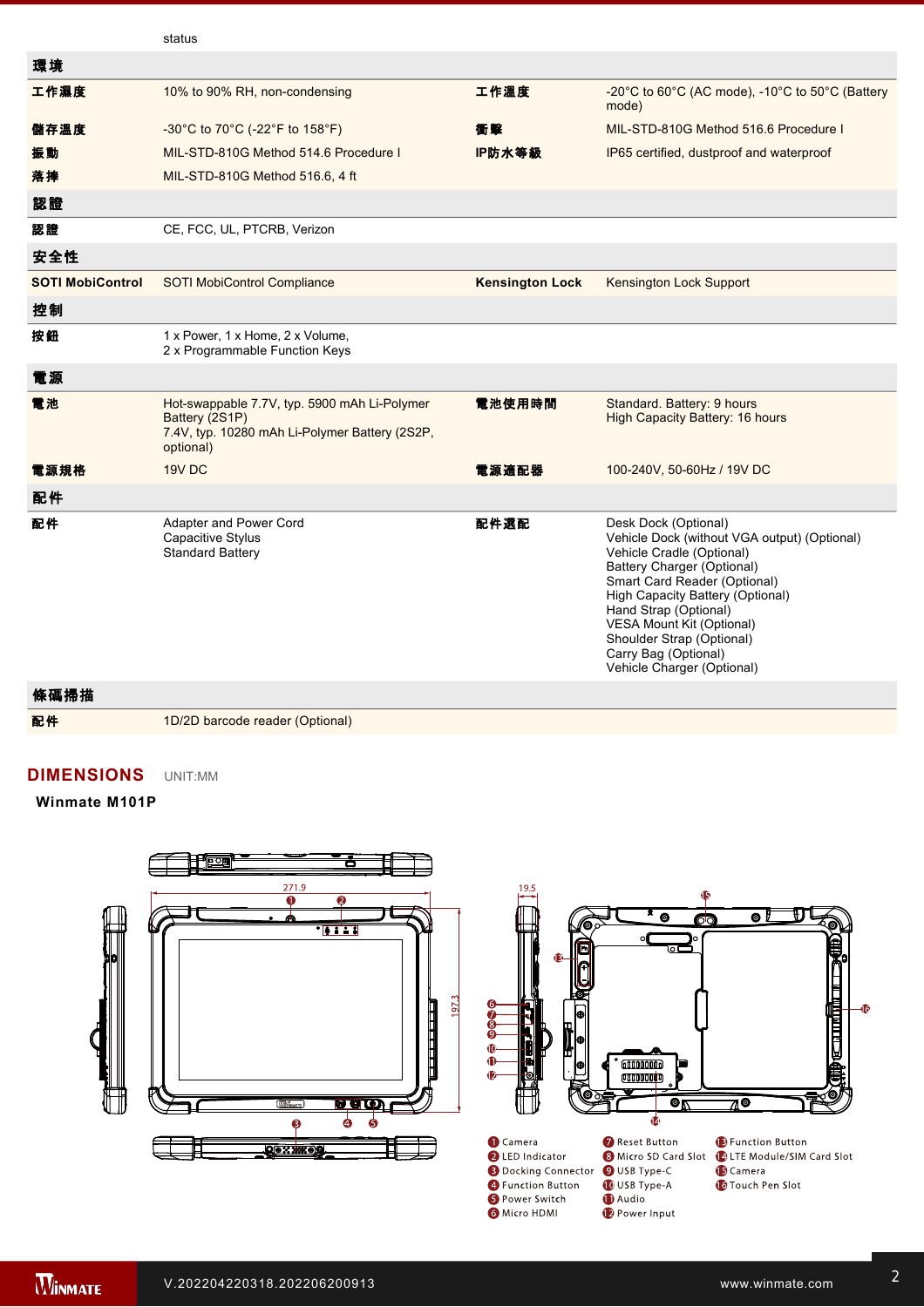| | status | | |
|---|---|---|---|
| **環境** | | | |
| **工作濕度** | 10% to 90% RH, non-condensing | **工作溫度** | -20°C to 60°C (AC mode), -10°C to 50°C (Battery mode) |
| **儲存溫度** | -30°C to 70°C (-22°F to 158°F) | **衝擊** | MIL-STD-810G Method 516.6 Procedure I |
| **振動** | MIL-STD-810G Method 514.6 Procedure I | **IP防水等級** | IP65 certified, dustproof and waterproof |
| **落摔** | MIL-STD-810G Method 516.6, 4 ft | | |
| **認證** | | | |
| **認證** | CE, FCC, UL, PTCRB, Verizon | | |
| **安全性** | | | |
| **SOTI MobiControl** | SOTI MobiControl Compliance | **Kensington Lock** | Kensington Lock Support |
| **控制** | | | |
| **按鈕** | 1 x Power, 1 x Home, 2 x Volume,<br>2 x Programmable Function Keys | | |
| **電源** | | | |
| **電池** | Hot-swappable 7.7V, typ. 5900 mAh Li-Polymer Battery (2S1P)<br>7.4V, typ. 10280 mAh Li-Polymer Battery (2S2P, optional) | **電池使用時間** | Standard. Battery: 9 hours<br>High Capacity Battery: 16 hours |
| **電源規格** | 19V DC | **電源適配器** | 100-240V, 50-60Hz / 19V DC |
| **配件** | | | |
| **配件** | Adapter and Power Cord<br>Capacitive Stylus<br>Standard Battery | **配件選配** | Desk Dock (Optional)<br>Vehicle Dock (without VGA output) (Optional)<br>Vehicle Cradle (Optional)<br>Battery Charger (Optional)<br>Smart Card Reader (Optional)<br>High Capacity Battery (Optional)<br>Hand Strap (Optional)<br>VESA Mount Kit (Optional)<br>Shoulder Strap (Optional)<br>Carry Bag (Optional)<br>Vehicle Charger (Optional) |
| **條碼掃描** | | | |
| **配件** | 1D/2D barcode reader (Optional) | | |

## DIMENSIONS UNIT:MM

**Winmate M101P**

271.9, 197.3, 19.5

1. Camera
2. LED Indicator
3. Docking Connector
4. Function Button
5. Power Switch
6. Micro HDMI
7. Reset Button
8. Micro SD Card Slot
9. USB Type-C
10. USB Type-A
11. Audio
12. Power Input
13. Function Button
14. LTE Module/SIM Card Slot
15. Camera
16. Touch Pen Slot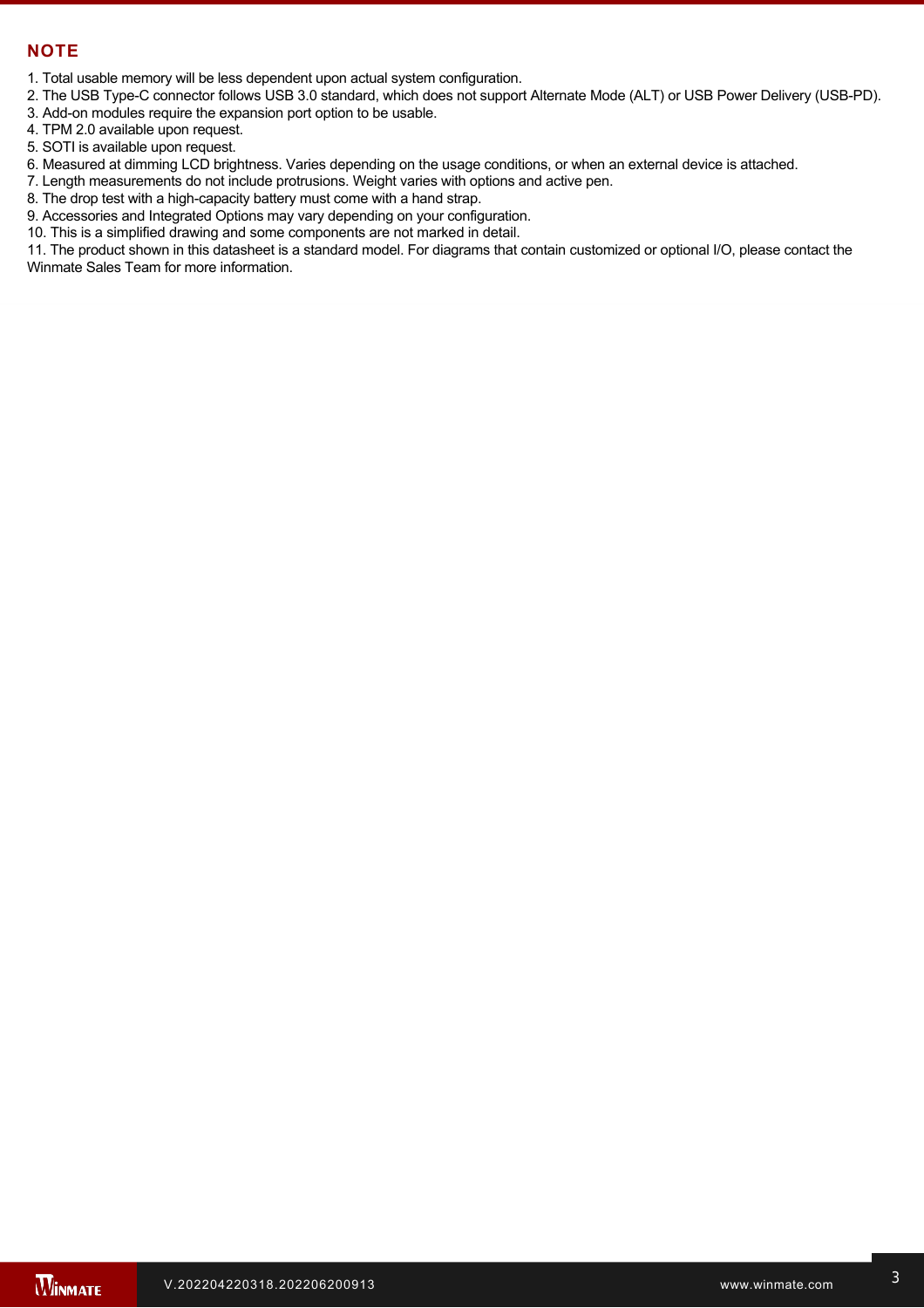## NOTE

1. Total usable memory will be less dependent upon actual system configuration.
2. The USB Type-C connector follows USB 3.0 standard, which does not support Alternate Mode (ALT) or USB Power Delivery (USB-PD).
3. Add-on modules require the expansion port option to be usable.
4. TPM 2.0 available upon request.
5. SOTI is available upon request.
6. Measured at dimming LCD brightness. Varies depending on the usage conditions, or when an external device is attached.
7. Length measurements do not include protrusions. Weight varies with options and active pen.
8. The drop test with a high-capacity battery must come with a hand strap.
9. Accessories and Integrated Options may vary depending on your configuration.
10. This is a simplified drawing and some components are not marked in detail.
11. The product shown in this datasheet is a standard model. For diagrams that contain customized or optional I/O, please contact the Winmate Sales Team for more information.